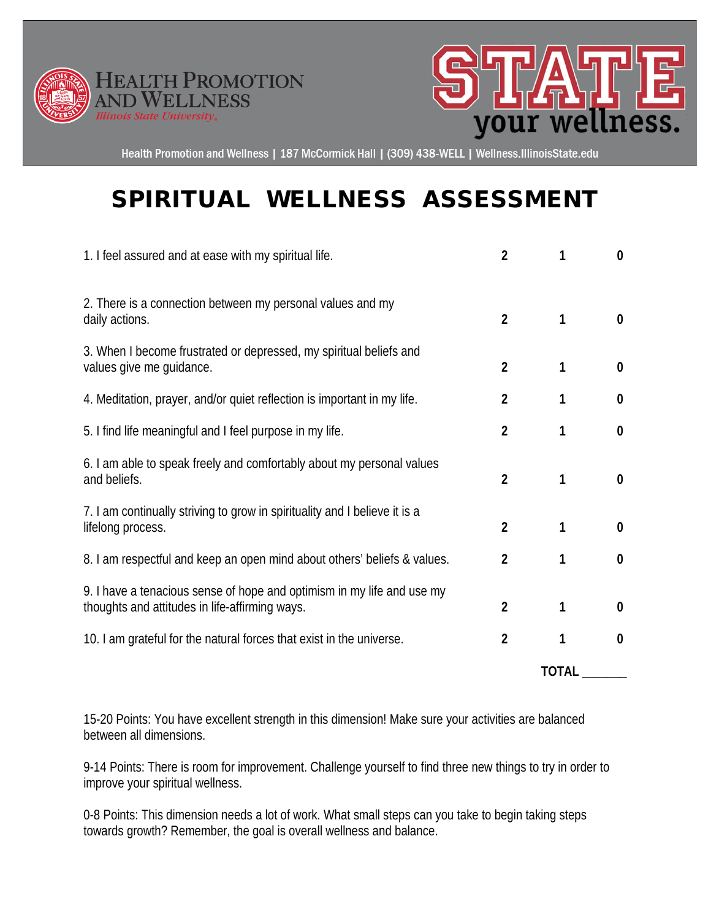Health Promotion and Wellness | 187 McCormick Hall | (309) 438-WELL | Wellness.IllinoisState.edu

# SPIRITUAL WELLNESS ASSESSMENT

| | | | |
|---|---|---|---|
| 1. I feel assured and at ease with my spiritual life. | **2** | **1** | **0** |
| 2. There is a connection between my personal values and my daily actions. | **2** | **1** | **0** |
| 3. When I become frustrated or depressed, my spiritual beliefs and values give me guidance. | **2** | **1** | **0** |
| 4. Meditation, prayer, and/or quiet reflection is important in my life. | **2** | **1** | **0** |
| 5. I find life meaningful and I feel purpose in my life. | **2** | **1** | **0** |
| 6. I am able to speak freely and comfortably about my personal values and beliefs. | **2** | **1** | **0** |
| 7. I am continually striving to grow in spirituality and I believe it is a lifelong process. | **2** | **1** | **0** |
| 8. I am respectful and keep an open mind about others' beliefs & values. | **2** | **1** | **0** |
| 9. I have a tenacious sense of hope and optimism in my life and use my thoughts and attitudes in life-affirming ways. | **2** | **1** | **0** |
| 10. I am grateful for the natural forces that exist in the universe. | **2** | **1** | **0** |

**TOTAL** _______

15-20 Points: You have excellent strength in this dimension! Make sure your activities are balanced between all dimensions.

9-14 Points: There is room for improvement. Challenge yourself to find three new things to try in order to improve your spiritual wellness.

0-8 Points: This dimension needs a lot of work. What small steps can you take to begin taking steps towards growth? Remember, the goal is overall wellness and balance.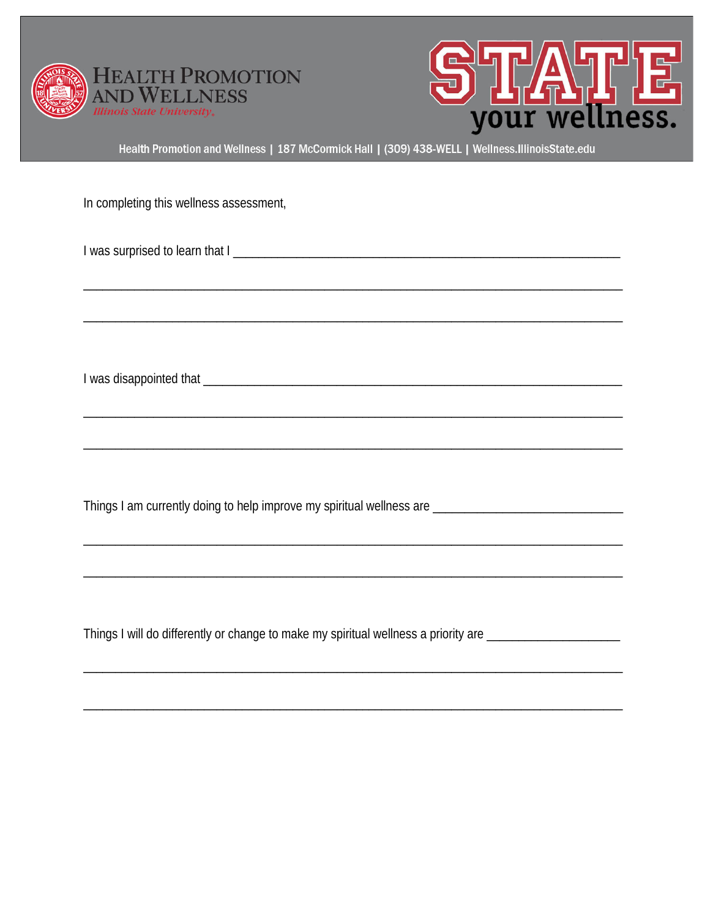Health Promotion and Wellness
Illinois State University

STATE your wellness.

Health Promotion and Wellness | 187 McCormick Hall | (309) 438-WELL | Wellness.IllinoisState.edu

In completing this wellness assessment,

I was surprised to learn that I ____________________________________________________________

______________________________________________________________________________

______________________________________________________________________________

I was disappointed that ________________________________________________________________

______________________________________________________________________________

______________________________________________________________________________

Things I am currently doing to help improve my spiritual wellness are ___________________________

______________________________________________________________________________

______________________________________________________________________________

Things I will do differently or change to make my spiritual wellness a priority are ___________________

______________________________________________________________________________

______________________________________________________________________________